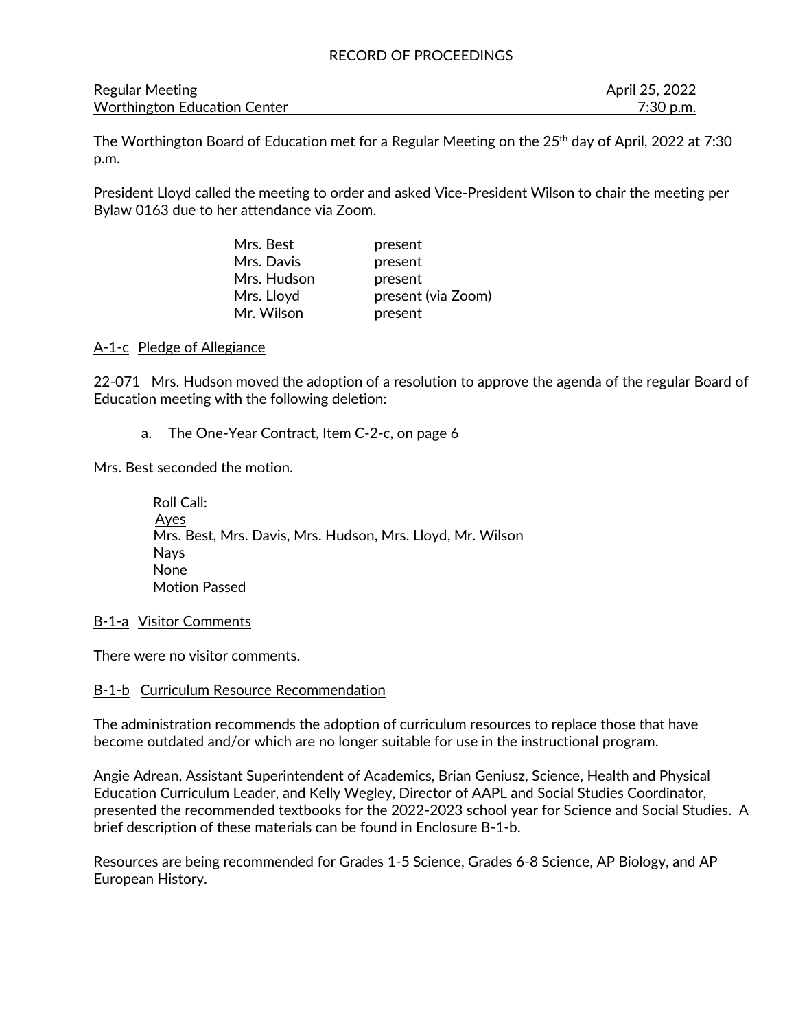RECORD OF PROCEEDINGS

Regular Meeting — April 25, 2022

Worthington Education Center — 7:30 p.m.

The Worthington Board of Education met for a Regular Meeting on the 25th day of April, 2022 at 7:30 p.m.

President Lloyd called the meeting to order and asked Vice-President Wilson to chair the meeting per Bylaw 0163 due to her attendance via Zoom.

| | |
|---|---|
| Mrs. Best | present |
| Mrs. Davis | present |
| Mrs. Hudson | present |
| Mrs. Lloyd | present (via Zoom) |
| Mr. Wilson | present |

A-1-c Pledge of Allegiance

22-071 Mrs. Hudson moved the adoption of a resolution to approve the agenda of the regular Board of Education meeting with the following deletion:

a. The One-Year Contract, Item C-2-c, on page 6

Mrs. Best seconded the motion.

Roll Call:
Ayes
Mrs. Best, Mrs. Davis, Mrs. Hudson, Mrs. Lloyd, Mr. Wilson
Nays
None
Motion Passed

B-1-a Visitor Comments

There were no visitor comments.

B-1-b Curriculum Resource Recommendation

The administration recommends the adoption of curriculum resources to replace those that have become outdated and/or which are no longer suitable for use in the instructional program.

Angie Adrean, Assistant Superintendent of Academics, Brian Geniusz, Science, Health and Physical Education Curriculum Leader, and Kelly Wegley, Director of AAPL and Social Studies Coordinator, presented the recommended textbooks for the 2022-2023 school year for Science and Social Studies. A brief description of these materials can be found in Enclosure B-1-b.

Resources are being recommended for Grades 1-5 Science, Grades 6-8 Science, AP Biology, and AP European History.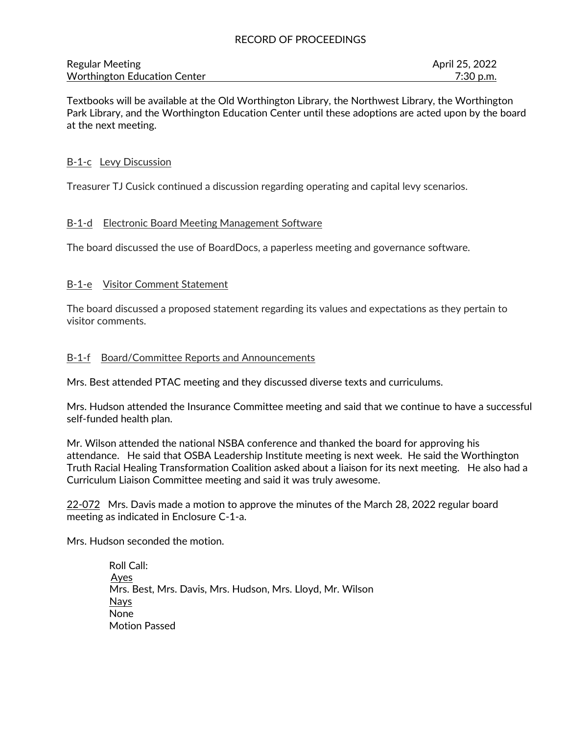RECORD OF PROCEEDINGS

Regular Meeting April 25, 2022
Worthington Education Center 7:30 p.m.

Textbooks will be available at the Old Worthington Library, the Northwest Library, the Worthington Park Library, and the Worthington Education Center until these adoptions are acted upon by the board at the next meeting.

B-1-c Levy Discussion

Treasurer TJ Cusick continued a discussion regarding operating and capital levy scenarios.

B-1-d Electronic Board Meeting Management Software

The board discussed the use of BoardDocs, a paperless meeting and governance software.

B-1-e Visitor Comment Statement

The board discussed a proposed statement regarding its values and expectations as they pertain to visitor comments.

B-1-f Board/Committee Reports and Announcements

Mrs. Best attended PTAC meeting and they discussed diverse texts and curriculums.

Mrs. Hudson attended the Insurance Committee meeting and said that we continue to have a successful self-funded health plan.

Mr. Wilson attended the national NSBA conference and thanked the board for approving his attendance. He said that OSBA Leadership Institute meeting is next week. He said the Worthington Truth Racial Healing Transformation Coalition asked about a liaison for its next meeting. He also had a Curriculum Liaison Committee meeting and said it was truly awesome.

22-072 Mrs. Davis made a motion to approve the minutes of the March 28, 2022 regular board meeting as indicated in Enclosure C-1-a.

Mrs. Hudson seconded the motion.

Roll Call:
Ayes
Mrs. Best, Mrs. Davis, Mrs. Hudson, Mrs. Lloyd, Mr. Wilson
Nays
None
Motion Passed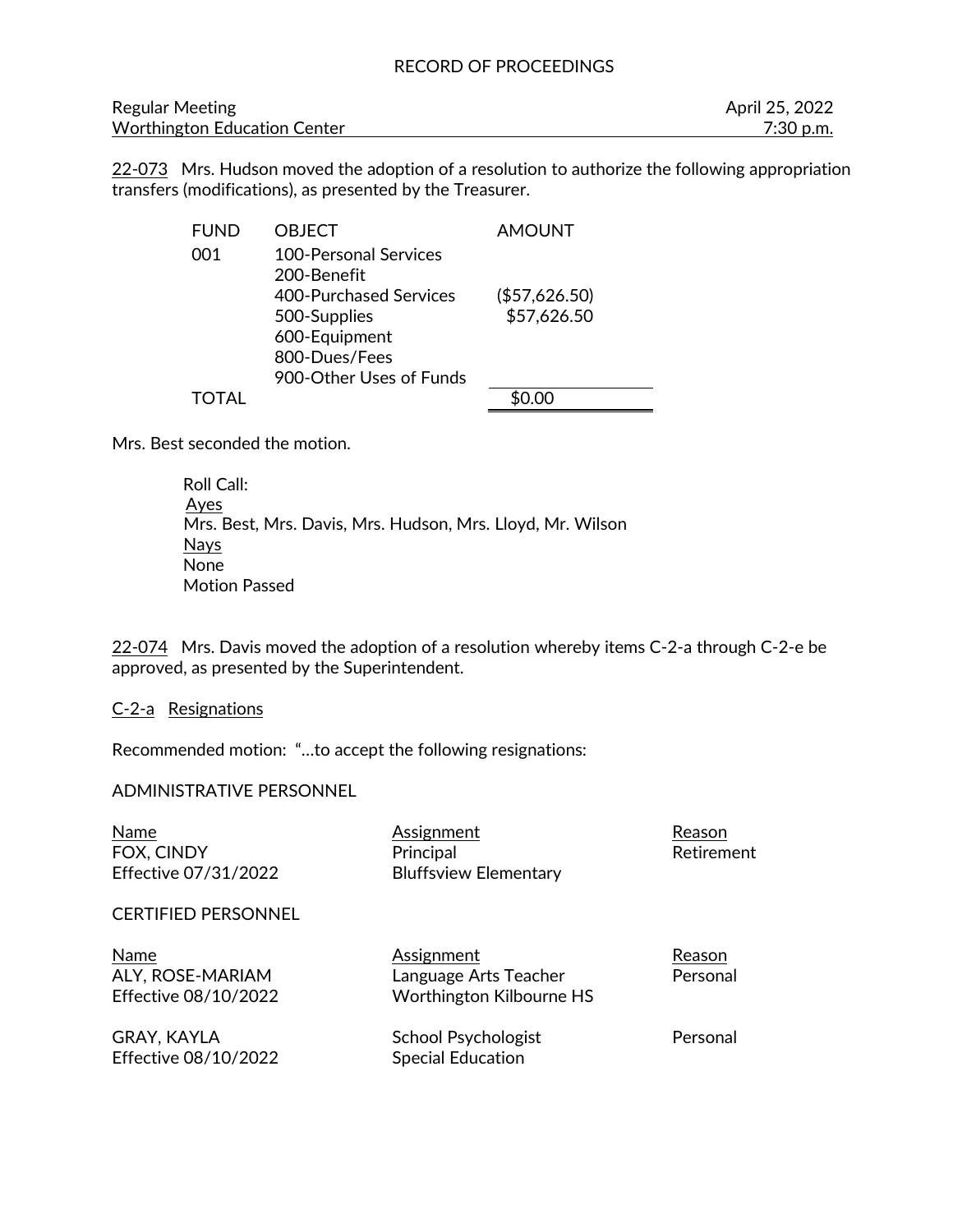RECORD OF PROCEEDINGS

Regular Meeting — April 25, 2022
Worthington Education Center — 7:30 p.m.

22-073 Mrs. Hudson moved the adoption of a resolution to authorize the following appropriation transfers (modifications), as presented by the Treasurer.

| FUND | OBJECT | AMOUNT |
|---|---|---|
| 001 | 100-Personal Services | |
| | 200-Benefit | |
| | 400-Purchased Services | ($57,626.50) |
| | 500-Supplies | $57,626.50 |
| | 600-Equipment | |
| | 800-Dues/Fees | |
| | 900-Other Uses of Funds | |
| TOTAL | | $0.00 |

Mrs. Best seconded the motion.

Roll Call:
Ayes
Mrs. Best, Mrs. Davis, Mrs. Hudson, Mrs. Lloyd, Mr. Wilson
Nays
None
Motion Passed

22-074 Mrs. Davis moved the adoption of a resolution whereby items C-2-a through C-2-e be approved, as presented by the Superintendent.

C-2-a Resignations

Recommended motion: "…to accept the following resignations:

ADMINISTRATIVE PERSONNEL

| Name | Assignment | Reason |
|---|---|---|
| FOX, CINDY<br>Effective 07/31/2022 | Principal<br>Bluffsview Elementary | Retirement |

CERTIFIED PERSONNEL

| Name | Assignment | Reason |
|---|---|---|
| ALY, ROSE-MARIAM<br>Effective 08/10/2022 | Language Arts Teacher<br>Worthington Kilbourne HS | Personal |
| GRAY, KAYLA<br>Effective 08/10/2022 | School Psychologist<br>Special Education | Personal |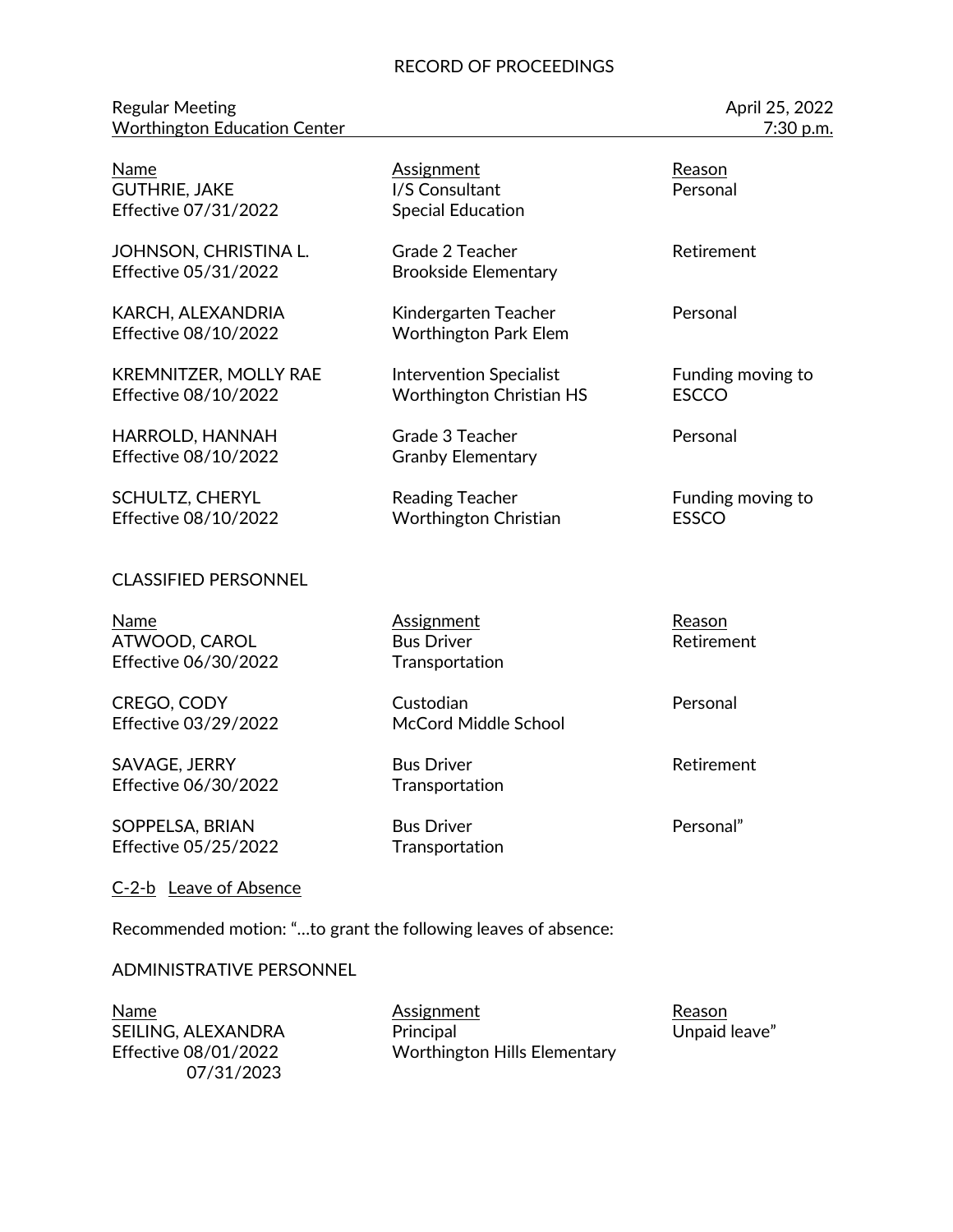RECORD OF PROCEEDINGS

Regular Meeting — April 25, 2022
Worthington Education Center — 7:30 p.m.

| Name | Assignment | Reason |
| --- | --- | --- |
| GUTHRIE, JAKE<br>Effective 07/31/2022 | I/S Consultant<br>Special Education | Personal |
| JOHNSON, CHRISTINA L.<br>Effective 05/31/2022 | Grade 2 Teacher<br>Brookside Elementary | Retirement |
| KARCH, ALEXANDRIA<br>Effective 08/10/2022 | Kindergarten Teacher<br>Worthington Park Elem | Personal |
| KREMNITZER, MOLLY RAE<br>Effective 08/10/2022 | Intervention Specialist<br>Worthington Christian HS | Funding moving to ESCCO |
| HARROLD, HANNAH<br>Effective 08/10/2022 | Grade 3 Teacher<br>Granby Elementary | Personal |
| SCHULTZ, CHERYL<br>Effective 08/10/2022 | Reading Teacher<br>Worthington Christian | Funding moving to ESSCO |

CLASSIFIED PERSONNEL

| Name | Assignment | Reason |
| --- | --- | --- |
| ATWOOD, CAROL<br>Effective 06/30/2022 | Bus Driver<br>Transportation | Retirement |
| CREGO, CODY<br>Effective 03/29/2022 | Custodian<br>McCord Middle School | Personal |
| SAVAGE, JERRY<br>Effective 06/30/2022 | Bus Driver<br>Transportation | Retirement |
| SOPPELSA, BRIAN<br>Effective 05/25/2022 | Bus Driver<br>Transportation | Personal" |

C-2-b Leave of Absence

Recommended motion: "…to grant the following leaves of absence:

ADMINISTRATIVE PERSONNEL

| Name | Assignment | Reason |
| --- | --- | --- |
| SEILING, ALEXANDRA<br>Effective 08/01/2022<br>07/31/2023 | Principal<br>Worthington Hills Elementary | Unpaid leave" |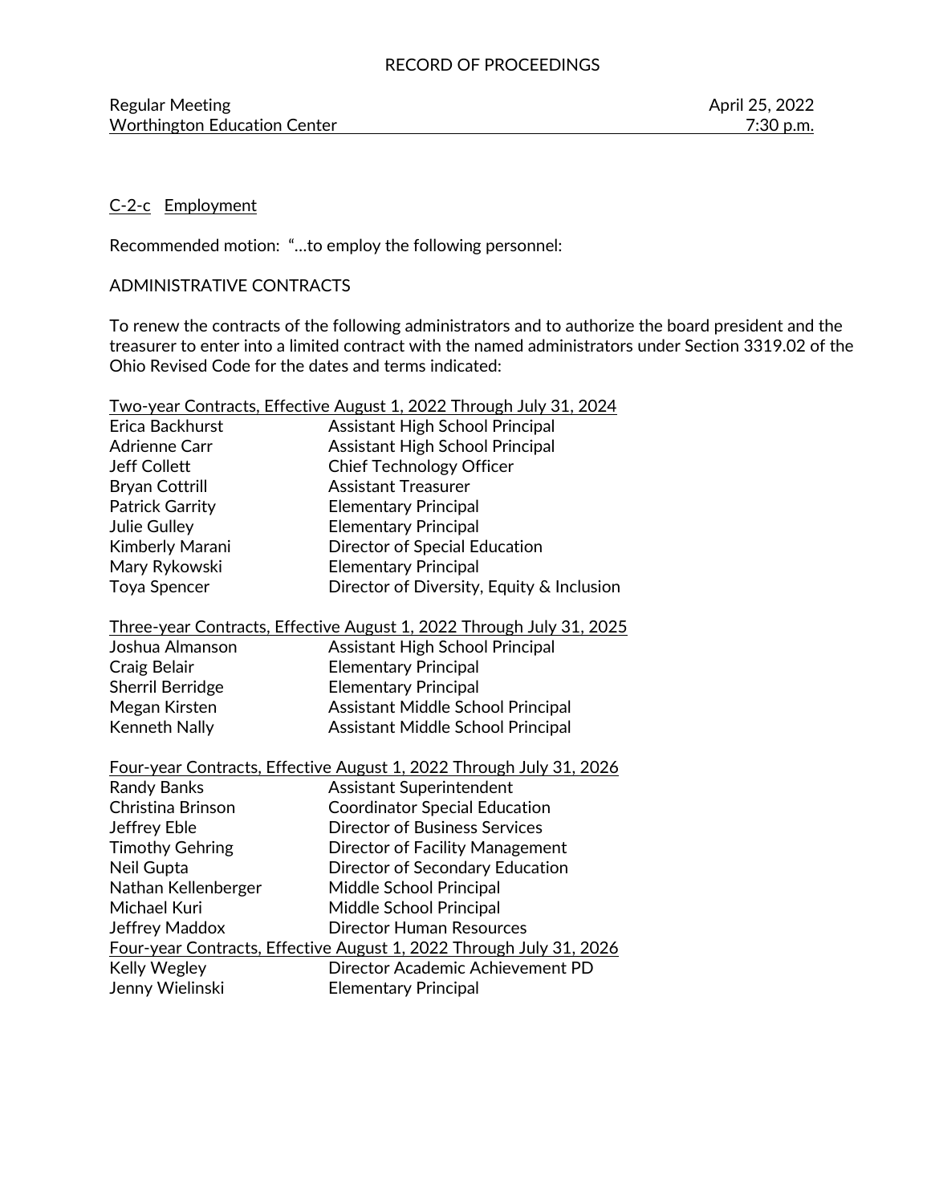RECORD OF PROCEEDINGS

Regular Meeting — April 25, 2022
Worthington Education Center — 7:30 p.m.

C-2-c Employment

Recommended motion: "…to employ the following personnel:

ADMINISTRATIVE CONTRACTS

To renew the contracts of the following administrators and to authorize the board president and the treasurer to enter into a limited contract with the named administrators under Section 3319.02 of the Ohio Revised Code for the dates and terms indicated:

Two-year Contracts, Effective August 1, 2022 Through July 31, 2024

| Name | Position |
|---|---|
| Erica Backhurst | Assistant High School Principal |
| Adrienne Carr | Assistant High School Principal |
| Jeff Collett | Chief Technology Officer |
| Bryan Cottrill | Assistant Treasurer |
| Patrick Garrity | Elementary Principal |
| Julie Gulley | Elementary Principal |
| Kimberly Marani | Director of Special Education |
| Mary Rykowski | Elementary Principal |
| Toya Spencer | Director of Diversity, Equity & Inclusion |

Three-year Contracts, Effective August 1, 2022 Through July 31, 2025

| Name | Position |
|---|---|
| Joshua Almanson | Assistant High School Principal |
| Craig Belair | Elementary Principal |
| Sherril Berridge | Elementary Principal |
| Megan Kirsten | Assistant Middle School Principal |
| Kenneth Nally | Assistant Middle School Principal |

Four-year Contracts, Effective August 1, 2022 Through July 31, 2026

| Name | Position |
|---|---|
| Randy Banks | Assistant Superintendent |
| Christina Brinson | Coordinator Special Education |
| Jeffrey Eble | Director of Business Services |
| Timothy Gehring | Director of Facility Management |
| Neil Gupta | Director of Secondary Education |
| Nathan Kellenberger | Middle School Principal |
| Michael Kuri | Middle School Principal |
| Jeffrey Maddox | Director Human Resources |

Four-year Contracts, Effective August 1, 2022 Through July 31, 2026

| Name | Position |
|---|---|
| Kelly Wegley | Director Academic Achievement PD |
| Jenny Wielinski | Elementary Principal |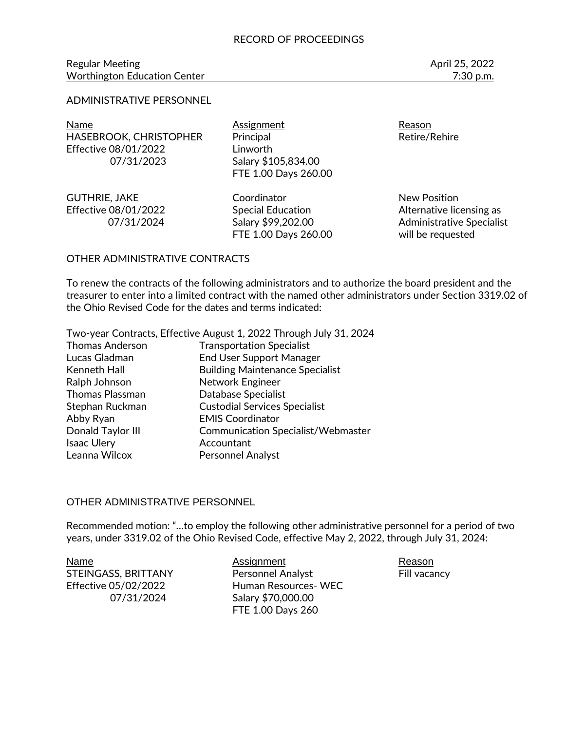RECORD OF PROCEEDINGS

Regular Meeting — April 25, 2022
Worthington Education Center — 7:30 p.m.

ADMINISTRATIVE PERSONNEL

| Name | Assignment | Reason |
|---|---|---|
| HASEBROOK, CHRISTOPHER<br>Effective 08/01/2022<br>07/31/2023 | Principal<br>Linworth<br>Salary $105,834.00<br>FTE 1.00 Days 260.00 | Retire/Rehire |
| GUTHRIE, JAKE<br>Effective 08/01/2022<br>07/31/2024 | Coordinator<br>Special Education<br>Salary $99,202.00<br>FTE 1.00 Days 260.00 | New Position<br>Alternative licensing as Administrative Specialist will be requested |

OTHER ADMINISTRATIVE CONTRACTS

To renew the contracts of the following administrators and to authorize the board president and the treasurer to enter into a limited contract with the named other administrators under Section 3319.02 of the Ohio Revised Code for the dates and terms indicated:

Two-year Contracts, Effective August 1, 2022 Through July 31, 2024

| | |
|---|---|
| Thomas Anderson | Transportation Specialist |
| Lucas Gladman | End User Support Manager |
| Kenneth Hall | Building Maintenance Specialist |
| Ralph Johnson | Network Engineer |
| Thomas Plassman | Database Specialist |
| Stephan Ruckman | Custodial Services Specialist |
| Abby Ryan | EMIS Coordinator |
| Donald Taylor III | Communication Specialist/Webmaster |
| Isaac Ulery | Accountant |
| Leanna Wilcox | Personnel Analyst |

OTHER ADMINISTRATIVE PERSONNEL

Recommended motion: "…to employ the following other administrative personnel for a period of two years, under 3319.02 of the Ohio Revised Code, effective May 2, 2022, through July 31, 2024:

| Name | Assignment | Reason |
|---|---|---|
| STEINGASS, BRITTANY<br>Effective 05/02/2022<br>07/31/2024 | Personnel Analyst<br>Human Resources- WEC<br>Salary $70,000.00<br>FTE 1.00 Days 260 | Fill vacancy |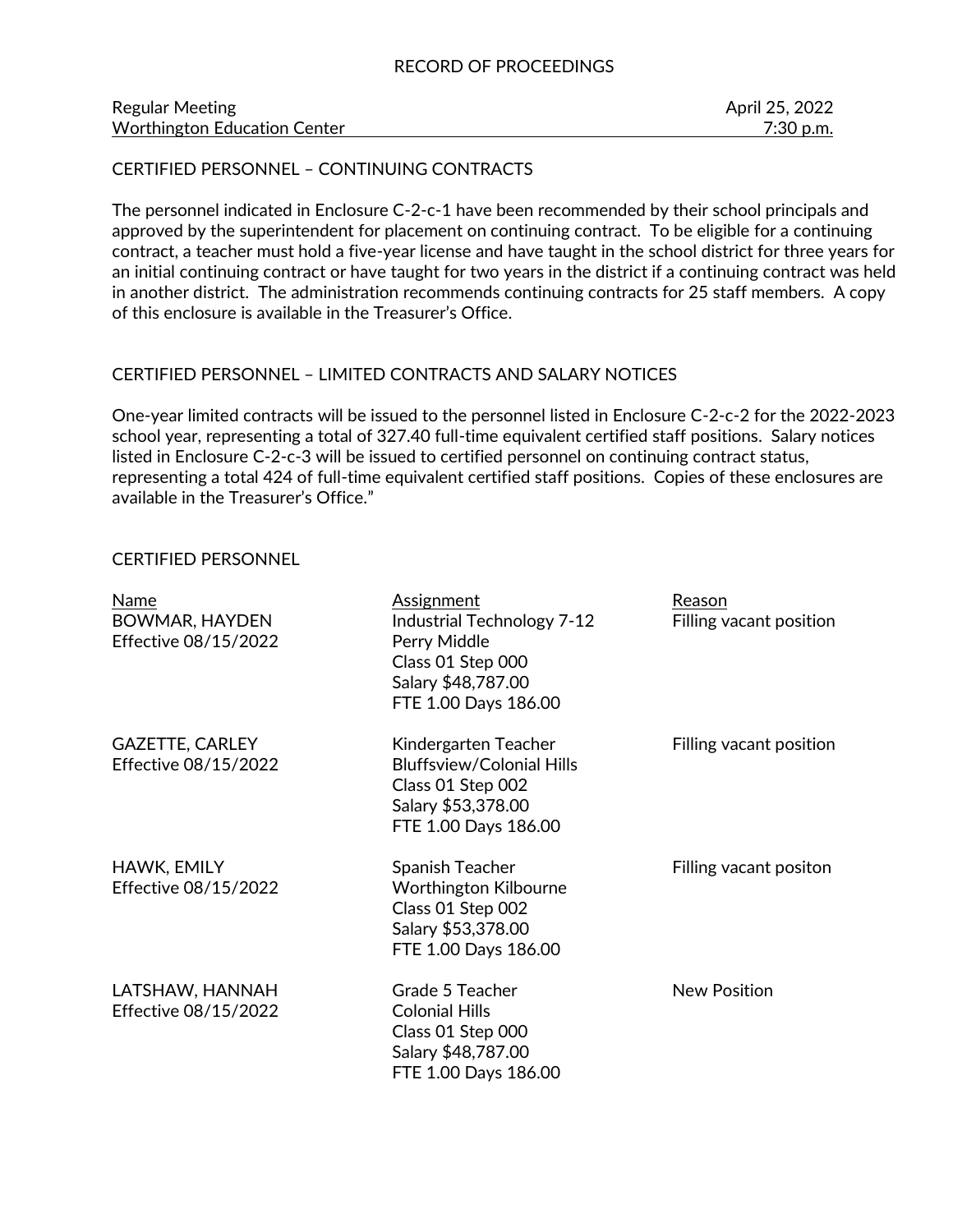RECORD OF PROCEEDINGS

| Regular Meeting | April 25, 2022 |
|---|---|
| Worthington Education Center | 7:30 p.m. |

CERTIFIED PERSONNEL – CONTINUING CONTRACTS

The personnel indicated in Enclosure C-2-c-1 have been recommended by their school principals and approved by the superintendent for placement on continuing contract. To be eligible for a continuing contract, a teacher must hold a five-year license and have taught in the school district for three years for an initial continuing contract or have taught for two years in the district if a continuing contract was held in another district. The administration recommends continuing contracts for 25 staff members. A copy of this enclosure is available in the Treasurer's Office.

CERTIFIED PERSONNEL – LIMITED CONTRACTS AND SALARY NOTICES

One-year limited contracts will be issued to the personnel listed in Enclosure C-2-c-2 for the 2022-2023 school year, representing a total of 327.40 full-time equivalent certified staff positions. Salary notices listed in Enclosure C-2-c-3 will be issued to certified personnel on continuing contract status, representing a total 424 of full-time equivalent certified staff positions. Copies of these enclosures are available in the Treasurer's Office."

CERTIFIED PERSONNEL

| Name | Assignment | Reason |
|---|---|---|
| BOWMAR, HAYDEN<br>Effective 08/15/2022 | Industrial Technology 7-12<br>Perry Middle<br>Class 01 Step 000<br>Salary $48,787.00<br>FTE 1.00 Days 186.00 | Filling vacant position |
| GAZETTE, CARLEY<br>Effective 08/15/2022 | Kindergarten Teacher<br>Bluffsview/Colonial Hills<br>Class 01 Step 002<br>Salary $53,378.00<br>FTE 1.00 Days 186.00 | Filling vacant position |
| HAWK, EMILY<br>Effective 08/15/2022 | Spanish Teacher<br>Worthington Kilbourne<br>Class 01 Step 002<br>Salary $53,378.00<br>FTE 1.00 Days 186.00 | Filling vacant positon |
| LATSHAW, HANNAH<br>Effective 08/15/2022 | Grade 5 Teacher<br>Colonial Hills<br>Class 01 Step 000<br>Salary $48,787.00<br>FTE 1.00 Days 186.00 | New Position |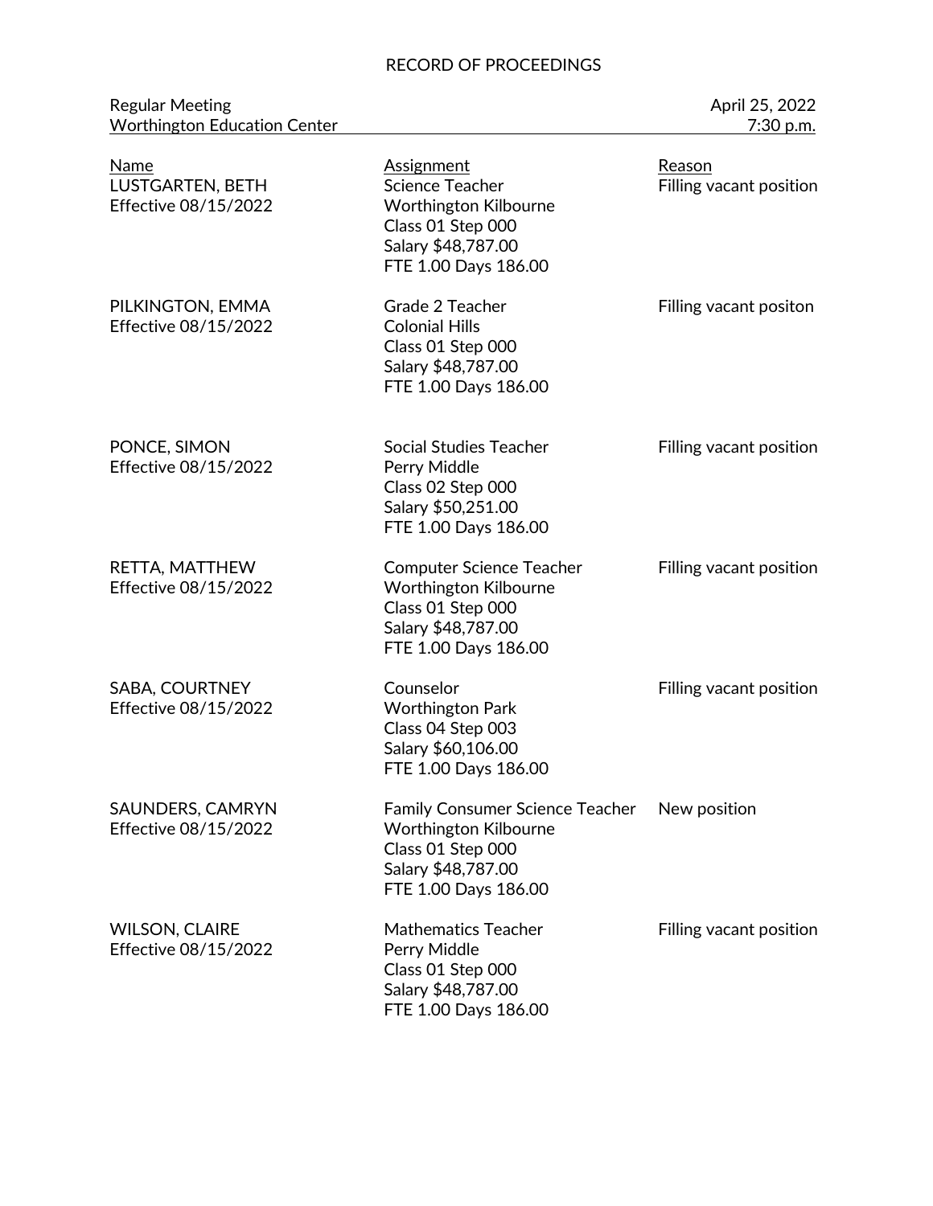RECORD OF PROCEEDINGS

Regular Meeting — April 25, 2022
Worthington Education Center — 7:30 p.m.

| Name | Assignment | Reason |
| --- | --- | --- |
| LUSTGARTEN, BETH<br>Effective 08/15/2022 | Science Teacher<br>Worthington Kilbourne<br>Class 01 Step 000<br>Salary $48,787.00<br>FTE 1.00 Days 186.00 | Filling vacant position |
| PILKINGTON, EMMA<br>Effective 08/15/2022 | Grade 2 Teacher<br>Colonial Hills<br>Class 01 Step 000<br>Salary $48,787.00<br>FTE 1.00 Days 186.00 | Filling vacant positon |
| PONCE, SIMON<br>Effective 08/15/2022 | Social Studies Teacher<br>Perry Middle<br>Class 02 Step 000<br>Salary $50,251.00<br>FTE 1.00 Days 186.00 | Filling vacant position |
| RETTA, MATTHEW<br>Effective 08/15/2022 | Computer Science Teacher<br>Worthington Kilbourne<br>Class 01 Step 000<br>Salary $48,787.00<br>FTE 1.00 Days 186.00 | Filling vacant position |
| SABA, COURTNEY<br>Effective 08/15/2022 | Counselor<br>Worthington Park<br>Class 04 Step 003<br>Salary $60,106.00<br>FTE 1.00 Days 186.00 | Filling vacant position |
| SAUNDERS, CAMRYN<br>Effective 08/15/2022 | Family Consumer Science Teacher<br>Worthington Kilbourne<br>Class 01 Step 000<br>Salary $48,787.00<br>FTE 1.00 Days 186.00 | New position |
| WILSON, CLAIRE<br>Effective 08/15/2022 | Mathematics Teacher<br>Perry Middle<br>Class 01 Step 000<br>Salary $48,787.00<br>FTE 1.00 Days 186.00 | Filling vacant position |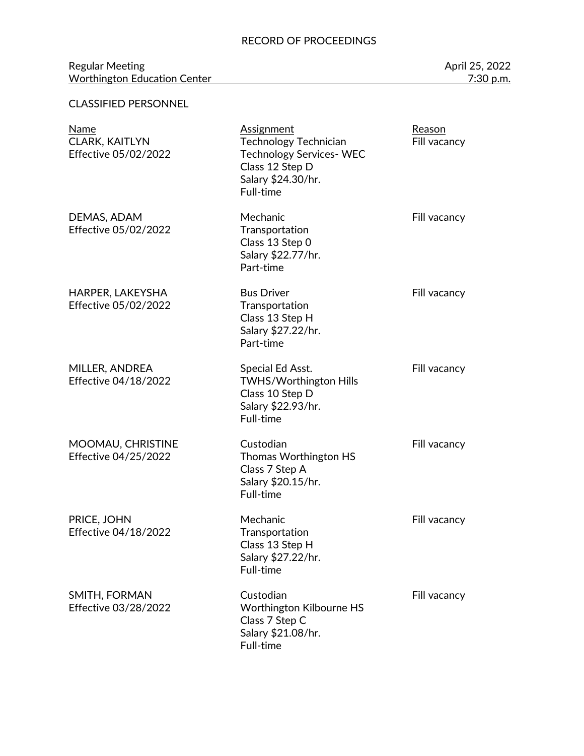RECORD OF PROCEEDINGS

Regular Meeting — April 25, 2022
Worthington Education Center — 7:30 p.m.

CLASSIFIED PERSONNEL

| Name | Assignment | Reason |
|---|---|---|
| CLARK, KAITLYN<br>Effective 05/02/2022 | Technology Technician<br>Technology Services- WEC<br>Class 12 Step D<br>Salary $24.30/hr.<br>Full-time | Fill vacancy |
| DEMAS, ADAM<br>Effective 05/02/2022 | Mechanic<br>Transportation<br>Class 13 Step 0<br>Salary $22.77/hr.<br>Part-time | Fill vacancy |
| HARPER, LAKEYSHA<br>Effective 05/02/2022 | Bus Driver<br>Transportation<br>Class 13 Step H<br>Salary $27.22/hr.<br>Part-time | Fill vacancy |
| MILLER, ANDREA<br>Effective 04/18/2022 | Special Ed Asst.<br>TWHS/Worthington Hills<br>Class 10 Step D<br>Salary $22.93/hr.<br>Full-time | Fill vacancy |
| MOOMAU, CHRISTINE<br>Effective 04/25/2022 | Custodian<br>Thomas Worthington HS<br>Class 7 Step A<br>Salary $20.15/hr.<br>Full-time | Fill vacancy |
| PRICE, JOHN<br>Effective 04/18/2022 | Mechanic<br>Transportation<br>Class 13 Step H<br>Salary $27.22/hr.<br>Full-time | Fill vacancy |
| SMITH, FORMAN<br>Effective 03/28/2022 | Custodian<br>Worthington Kilbourne HS<br>Class 7 Step C<br>Salary $21.08/hr.<br>Full-time | Fill vacancy |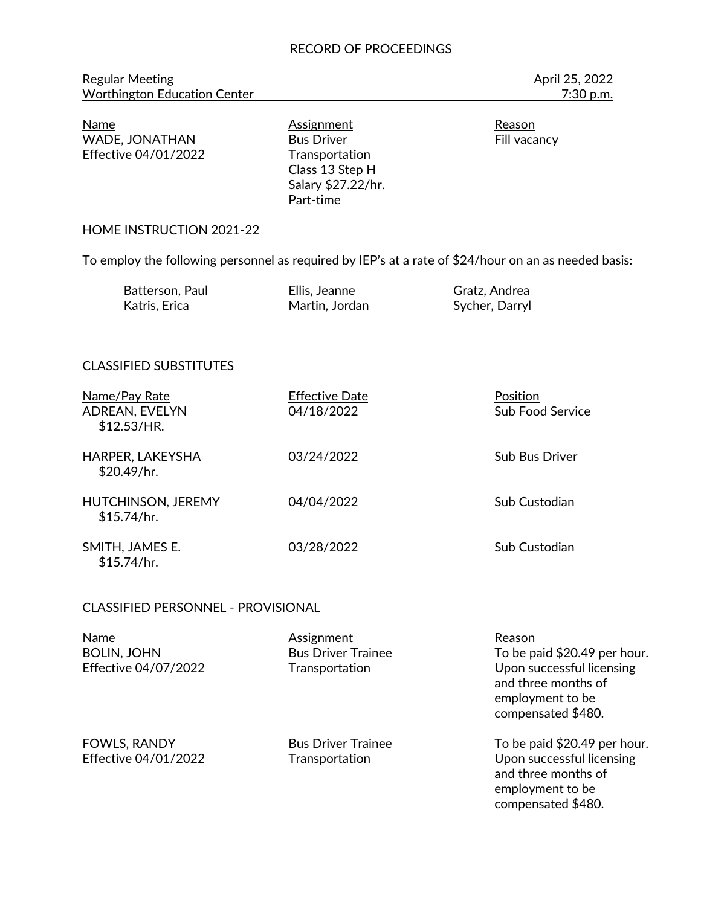RECORD OF PROCEEDINGS

Regular Meeting — April 25, 2022
Worthington Education Center — 7:30 p.m.

| Name | Assignment | Reason |
|---|---|---|
| WADE, JONATHAN<br>Effective 04/01/2022 | Bus Driver<br>Transportation<br>Class 13 Step H<br>Salary $27.22/hr.<br>Part-time | Fill vacancy |

HOME INSTRUCTION 2021-22

To employ the following personnel as required by IEP's at a rate of $24/hour on an as needed basis:

| | | |
|---|---|---|
| Batterson, Paul | Ellis, Jeanne | Gratz, Andrea |
| Katris, Erica | Martin, Jordan | Sycher, Darryl |

CLASSIFIED SUBSTITUTES

| Name/Pay Rate | Effective Date | Position |
|---|---|---|
| ADREAN, EVELYN<br>$12.53/HR. | 04/18/2022 | Sub Food Service |
| HARPER, LAKEYSHA<br>$20.49/hr. | 03/24/2022 | Sub Bus Driver |
| HUTCHINSON, JEREMY<br>$15.74/hr. | 04/04/2022 | Sub Custodian |
| SMITH, JAMES E.<br>$15.74/hr. | 03/28/2022 | Sub Custodian |

CLASSIFIED PERSONNEL - PROVISIONAL

| Name | Assignment | Reason |
|---|---|---|
| BOLIN, JOHN<br>Effective 04/07/2022 | Bus Driver Trainee<br>Transportation | To be paid $20.49 per hour. Upon successful licensing and three months of employment to be compensated $480. |
| FOWLS, RANDY<br>Effective 04/01/2022 | Bus Driver Trainee<br>Transportation | To be paid $20.49 per hour. Upon successful licensing and three months of employment to be compensated $480. |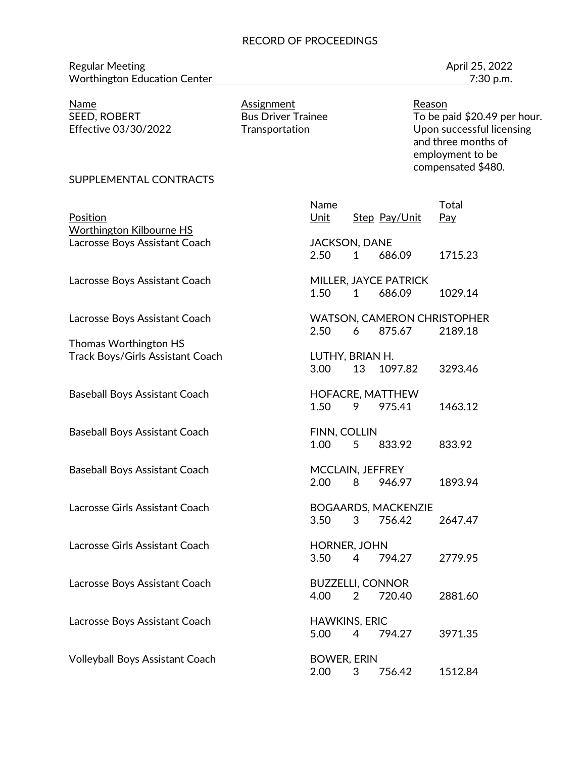RECORD OF PROCEEDINGS

Regular Meeting — April 25, 2022
Worthington Education Center — 7:30 p.m.

| Name | Assignment | Reason |
|---|---|---|
| SEED, ROBERT<br>Effective 03/30/2022 | Bus Driver Trainee<br>Transportation | To be paid $20.49 per hour. Upon successful licensing and three months of employment to be compensated $480. |

SUPPLEMENTAL CONTRACTS

| Position | Name / Unit | Step | Pay/Unit | Total Pay |
|---|---|---|---|---|
| **Worthington Kilbourne HS** | | | | |
| Lacrosse Boys Assistant Coach | JACKSON, DANE | | | |
| | 2.50 | 1 | 686.09 | 1715.23 |
| Lacrosse Boys Assistant Coach | MILLER, JAYCE PATRICK | | | |
| | 1.50 | 1 | 686.09 | 1029.14 |
| Lacrosse Boys Assistant Coach | WATSON, CAMERON CHRISTOPHER | | | |
| | 2.50 | 6 | 875.67 | 2189.18 |
| **Thomas Worthington HS** | | | | |
| Track Boys/Girls Assistant Coach | LUTHY, BRIAN H. | | | |
| | 3.00 | 13 | 1097.82 | 3293.46 |
| Baseball Boys Assistant Coach | HOFACRE, MATTHEW | | | |
| | 1.50 | 9 | 975.41 | 1463.12 |
| Baseball Boys Assistant Coach | FINN, COLLIN | | | |
| | 1.00 | 5 | 833.92 | 833.92 |
| Baseball Boys Assistant Coach | MCCLAIN, JEFFREY | | | |
| | 2.00 | 8 | 946.97 | 1893.94 |
| Lacrosse Girls Assistant Coach | BOGAARDS, MACKENZIE | | | |
| | 3.50 | 3 | 756.42 | 2647.47 |
| Lacrosse Girls Assistant Coach | HORNER, JOHN | | | |
| | 3.50 | 4 | 794.27 | 2779.95 |
| Lacrosse Boys Assistant Coach | BUZZELLI, CONNOR | | | |
| | 4.00 | 2 | 720.40 | 2881.60 |
| Lacrosse Boys Assistant Coach | HAWKINS, ERIC | | | |
| | 5.00 | 4 | 794.27 | 3971.35 |
| Volleyball Boys Assistant Coach | BOWER, ERIN | | | |
| | 2.00 | 3 | 756.42 | 1512.84 |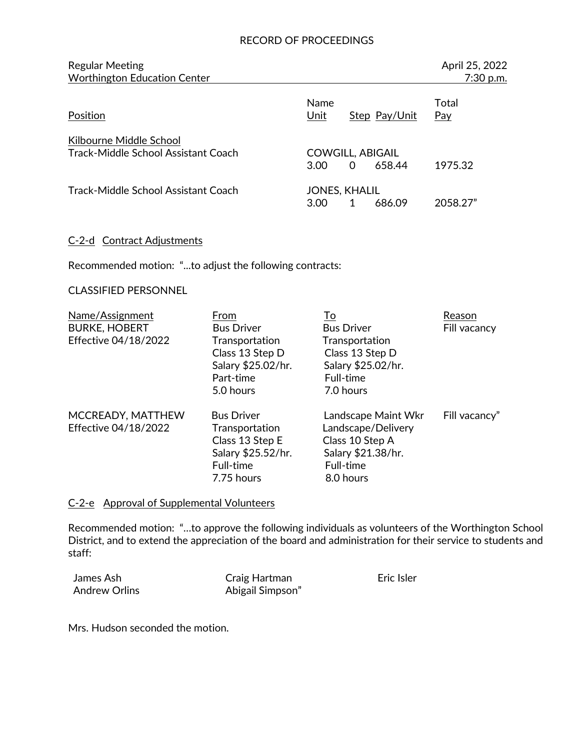RECORD OF PROCEEDINGS

Regular Meeting — April 25, 2022
Worthington Education Center — 7:30 p.m.

| Position | Name<br>Unit | Step | Pay/Unit | Total<br>Pay |
|---|---|---|---|---|
| Kilbourne Middle School | | | | |
| Track-Middle School Assistant Coach | COWGILL, ABIGAIL | | | |
| | 3.00 | 0 | 658.44 | 1975.32 |
| Track-Middle School Assistant Coach | JONES, KHALIL | | | |
| | 3.00 | 1 | 686.09 | 2058.27" |

C-2-d Contract Adjustments

Recommended motion: "...to adjust the following contracts:

CLASSIFIED PERSONNEL

| Name/Assignment | From | To | Reason |
|---|---|---|---|
| BURKE, HOBERT<br>Effective 04/18/2022 | Bus Driver<br>Transportation<br>Class 13 Step D<br>Salary $25.02/hr.<br>Part-time<br>5.0 hours | Bus Driver<br>Transportation<br>Class 13 Step D<br>Salary $25.02/hr.<br>Full-time<br>7.0 hours | Fill vacancy |
| MCCREADY, MATTHEW<br>Effective 04/18/2022 | Bus Driver<br>Transportation<br>Class 13 Step E<br>Salary $25.52/hr.<br>Full-time<br>7.75 hours | Landscape Maint Wkr<br>Landscape/Delivery<br>Class 10 Step A<br>Salary $21.38/hr.<br>Full-time<br>8.0 hours | Fill vacancy" |

C-2-e Approval of Supplemental Volunteers

Recommended motion: "...to approve the following individuals as volunteers of the Worthington School District, and to extend the appreciation of the board and administration for their service to students and staff:

| | | |
|---|---|---|
| James Ash | Craig Hartman | Eric Isler |
| Andrew Orlins | Abigail Simpson" | |

Mrs. Hudson seconded the motion.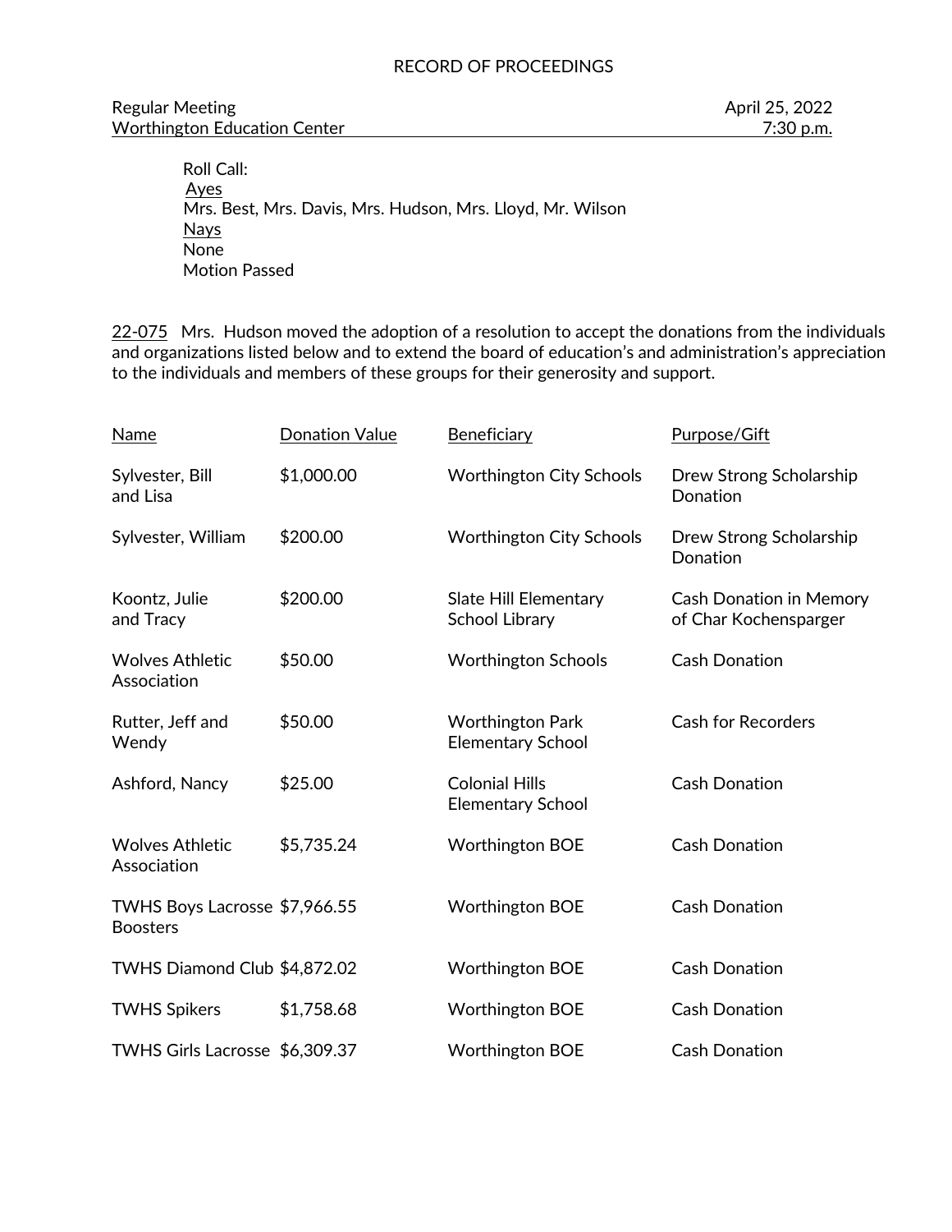RECORD OF PROCEEDINGS

Regular Meeting — April 25, 2022
Worthington Education Center — 7:30 p.m.

Roll Call:
Ayes
Mrs. Best, Mrs. Davis, Mrs. Hudson, Mrs. Lloyd, Mr. Wilson
Nays
None
Motion Passed

22-075 Mrs. Hudson moved the adoption of a resolution to accept the donations from the individuals and organizations listed below and to extend the board of education's and administration's appreciation to the individuals and members of these groups for their generosity and support.

| Name | Donation Value | Beneficiary | Purpose/Gift |
|---|---|---|---|
| Sylvester, Bill and Lisa | $1,000.00 | Worthington City Schools | Drew Strong Scholarship Donation |
| Sylvester, William | $200.00 | Worthington City Schools | Drew Strong Scholarship Donation |
| Koontz, Julie and Tracy | $200.00 | Slate Hill Elementary School Library | Cash Donation in Memory of Char Kochensparger |
| Wolves Athletic Association | $50.00 | Worthington Schools | Cash Donation |
| Rutter, Jeff and Wendy | $50.00 | Worthington Park Elementary School | Cash for Recorders |
| Ashford, Nancy | $25.00 | Colonial Hills Elementary School | Cash Donation |
| Wolves Athletic Association | $5,735.24 | Worthington BOE | Cash Donation |
| TWHS Boys Lacrosse Boosters | $7,966.55 | Worthington BOE | Cash Donation |
| TWHS Diamond Club | $4,872.02 | Worthington BOE | Cash Donation |
| TWHS Spikers | $1,758.68 | Worthington BOE | Cash Donation |
| TWHS Girls Lacrosse | $6,309.37 | Worthington BOE | Cash Donation |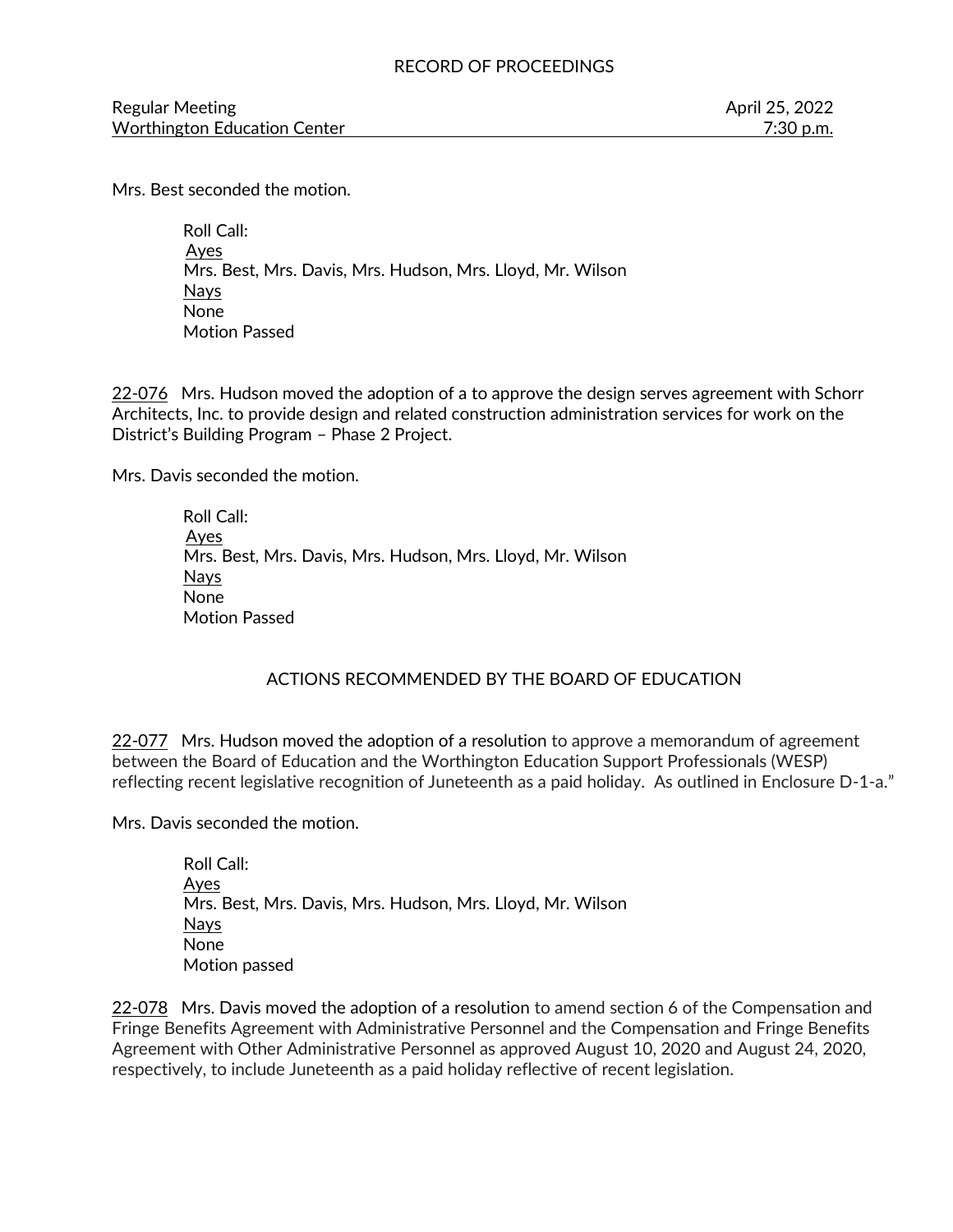Mrs. Best seconded the motion.

Roll Call:
Ayes
Mrs. Best, Mrs. Davis, Mrs. Hudson, Mrs. Lloyd, Mr. Wilson
Nays
None
Motion Passed

22-076 Mrs. Hudson moved the adoption of a to approve the design serves agreement with Schorr Architects, Inc. to provide design and related construction administration services for work on the District's Building Program – Phase 2 Project.

Mrs. Davis seconded the motion.

Roll Call:
Ayes
Mrs. Best, Mrs. Davis, Mrs. Hudson, Mrs. Lloyd, Mr. Wilson
Nays
None
Motion Passed

## ACTIONS RECOMMENDED BY THE BOARD OF EDUCATION

22-077 Mrs. Hudson moved the adoption of a resolution to approve a memorandum of agreement between the Board of Education and the Worthington Education Support Professionals (WESP) reflecting recent legislative recognition of Juneteenth as a paid holiday. As outlined in Enclosure D-1-a."

Mrs. Davis seconded the motion.

Roll Call:
Ayes
Mrs. Best, Mrs. Davis, Mrs. Hudson, Mrs. Lloyd, Mr. Wilson
Nays
None
Motion passed

22-078 Mrs. Davis moved the adoption of a resolution to amend section 6 of the Compensation and Fringe Benefits Agreement with Administrative Personnel and the Compensation and Fringe Benefits Agreement with Other Administrative Personnel as approved August 10, 2020 and August 24, 2020, respectively, to include Juneteenth as a paid holiday reflective of recent legislation.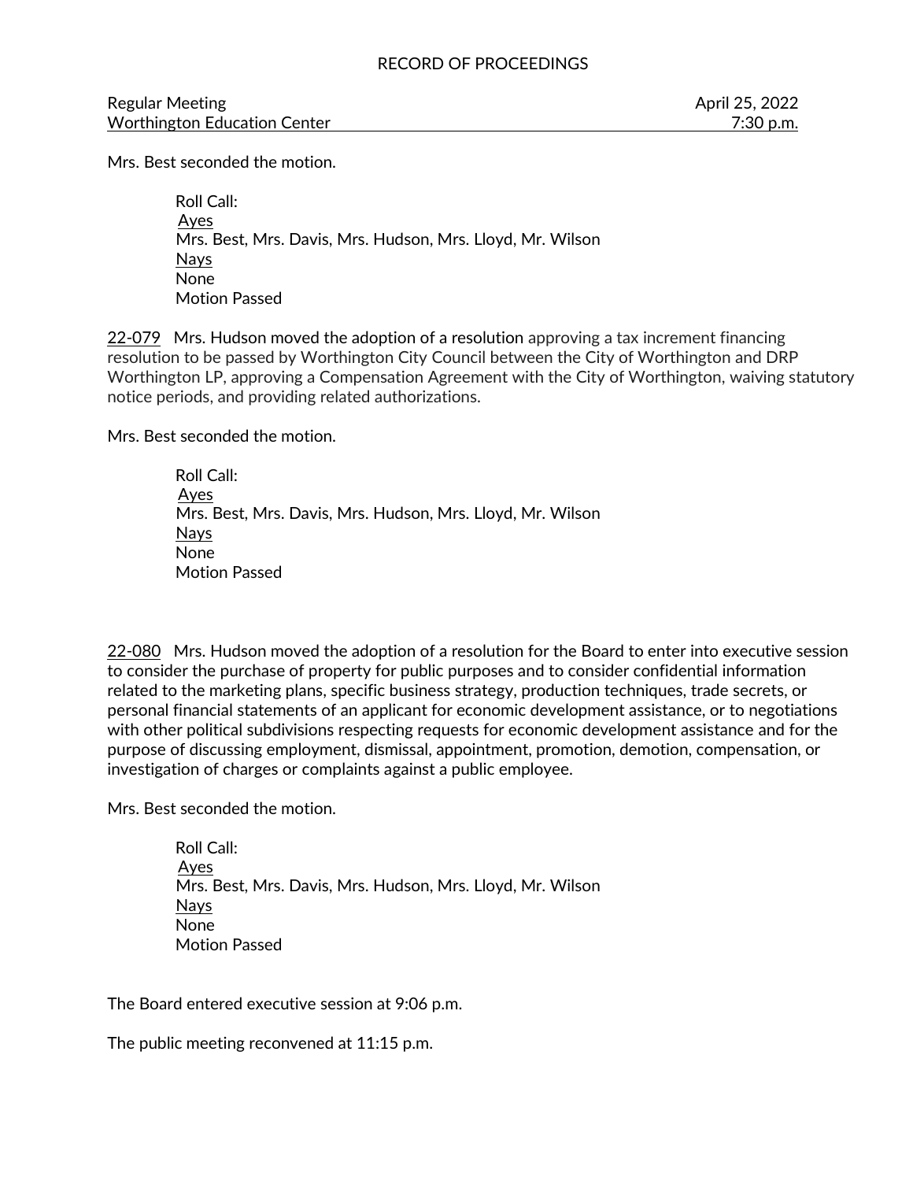Mrs. Best seconded the motion.

Roll Call:
Ayes
Mrs. Best, Mrs. Davis, Mrs. Hudson, Mrs. Lloyd, Mr. Wilson
Nays
None
Motion Passed

22-079 Mrs. Hudson moved the adoption of a resolution approving a tax increment financing resolution to be passed by Worthington City Council between the City of Worthington and DRP Worthington LP, approving a Compensation Agreement with the City of Worthington, waiving statutory notice periods, and providing related authorizations.

Mrs. Best seconded the motion.

Roll Call:
Ayes
Mrs. Best, Mrs. Davis, Mrs. Hudson, Mrs. Lloyd, Mr. Wilson
Nays
None
Motion Passed

22-080 Mrs. Hudson moved the adoption of a resolution for the Board to enter into executive session to consider the purchase of property for public purposes and to consider confidential information related to the marketing plans, specific business strategy, production techniques, trade secrets, or personal financial statements of an applicant for economic development assistance, or to negotiations with other political subdivisions respecting requests for economic development assistance and for the purpose of discussing employment, dismissal, appointment, promotion, demotion, compensation, or investigation of charges or complaints against a public employee.

Mrs. Best seconded the motion.

Roll Call:
Ayes
Mrs. Best, Mrs. Davis, Mrs. Hudson, Mrs. Lloyd, Mr. Wilson
Nays
None
Motion Passed

The Board entered executive session at 9:06 p.m.

The public meeting reconvened at 11:15 p.m.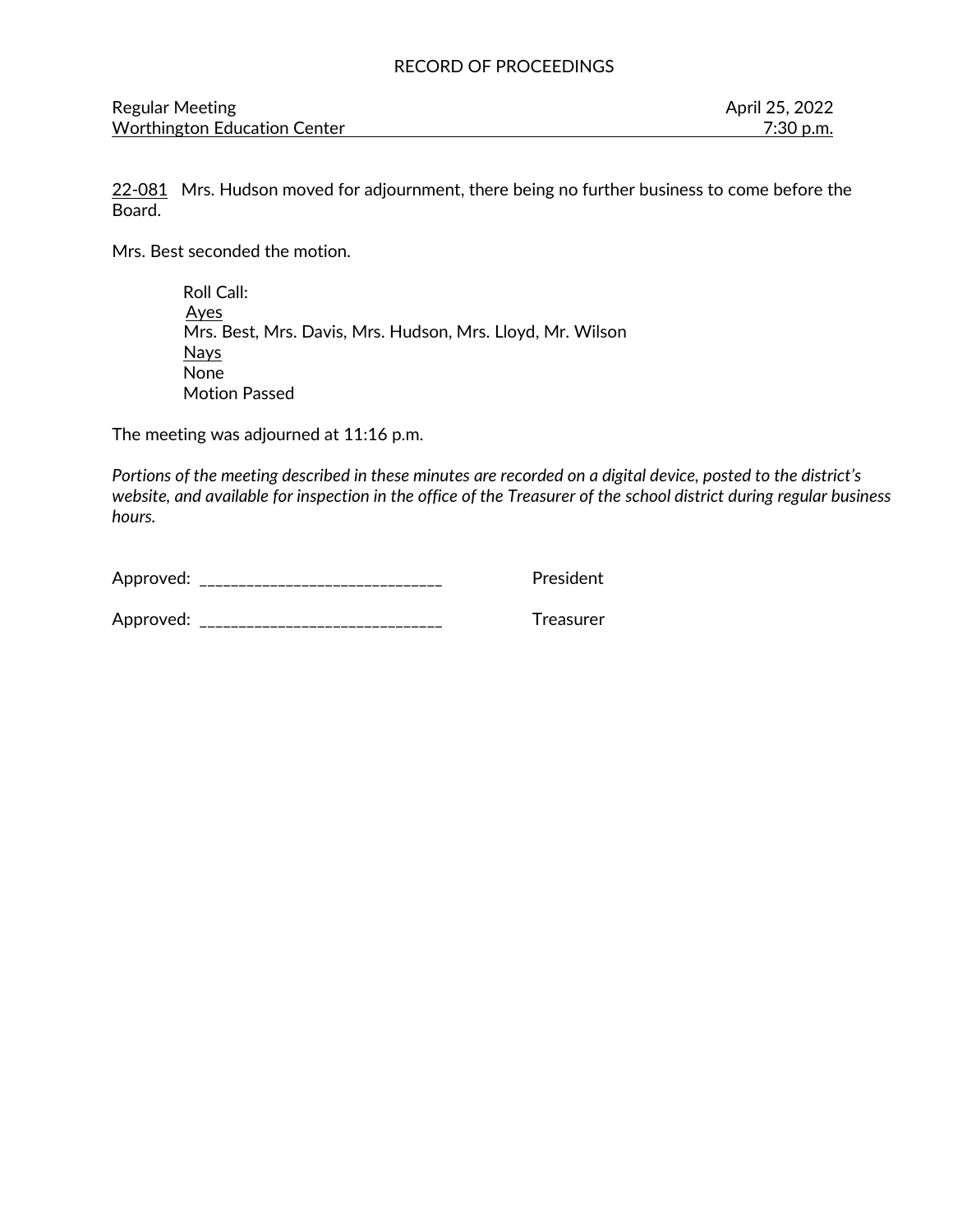RECORD OF PROCEEDINGS

Regular Meeting — April 25, 2022
Worthington Education Center — 7:30 p.m.

22-081 Mrs. Hudson moved for adjournment, there being no further business to come before the Board.

Mrs. Best seconded the motion.

Roll Call:
Ayes
Mrs. Best, Mrs. Davis, Mrs. Hudson, Mrs. Lloyd, Mr. Wilson
Nays
None
Motion Passed

The meeting was adjourned at 11:16 p.m.

*Portions of the meeting described in these minutes are recorded on a digital device, posted to the district's website, and available for inspection in the office of the Treasurer of the school district during regular business hours.*

Approved: ______________________________ President

Approved: ______________________________ Treasurer